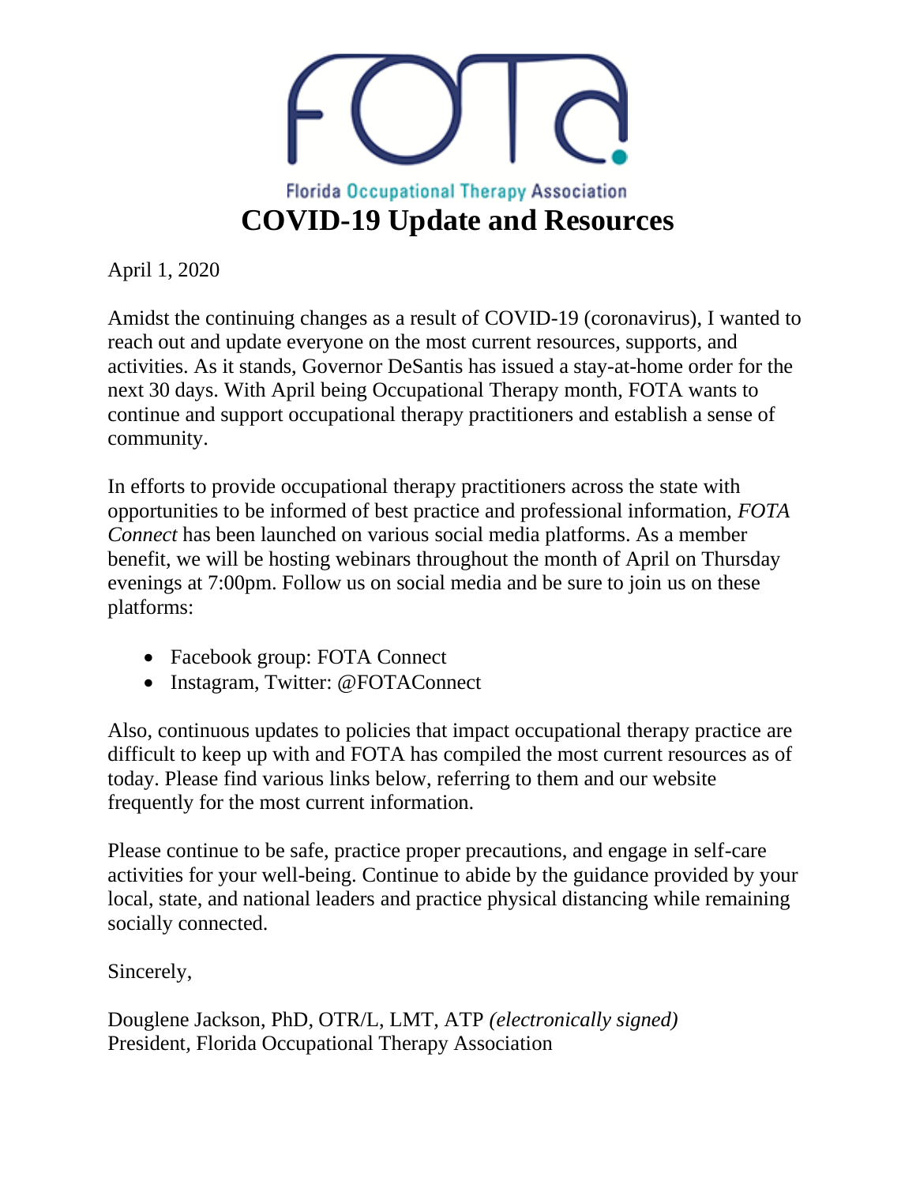Florida Occupational Therapy Association

# COVID-19 Update and Resources

April 1, 2020

Amidst the continuing changes as a result of COVID-19 (coronavirus), I wanted to reach out and update everyone on the most current resources, supports, and activities. As it stands, Governor DeSantis has issued a stay-at-home order for the next 30 days. With April being Occupational Therapy month, FOTA wants to continue and support occupational therapy practitioners and establish a sense of community.

In efforts to provide occupational therapy practitioners across the state with opportunities to be informed of best practice and professional information, *FOTA Connect* has been launched on various social media platforms. As a member benefit, we will be hosting webinars throughout the month of April on Thursday evenings at 7:00pm. Follow us on social media and be sure to join us on these platforms:

- Facebook group: FOTA Connect
- Instagram, Twitter: @FOTAConnect

Also, continuous updates to policies that impact occupational therapy practice are difficult to keep up with and FOTA has compiled the most current resources as of today. Please find various links below, referring to them and our website frequently for the most current information.

Please continue to be safe, practice proper precautions, and engage in self-care activities for your well-being. Continue to abide by the guidance provided by your local, state, and national leaders and practice physical distancing while remaining socially connected.

Sincerely,

Douglene Jackson, PhD, OTR/L, LMT, ATP *(electronically signed)*
President, Florida Occupational Therapy Association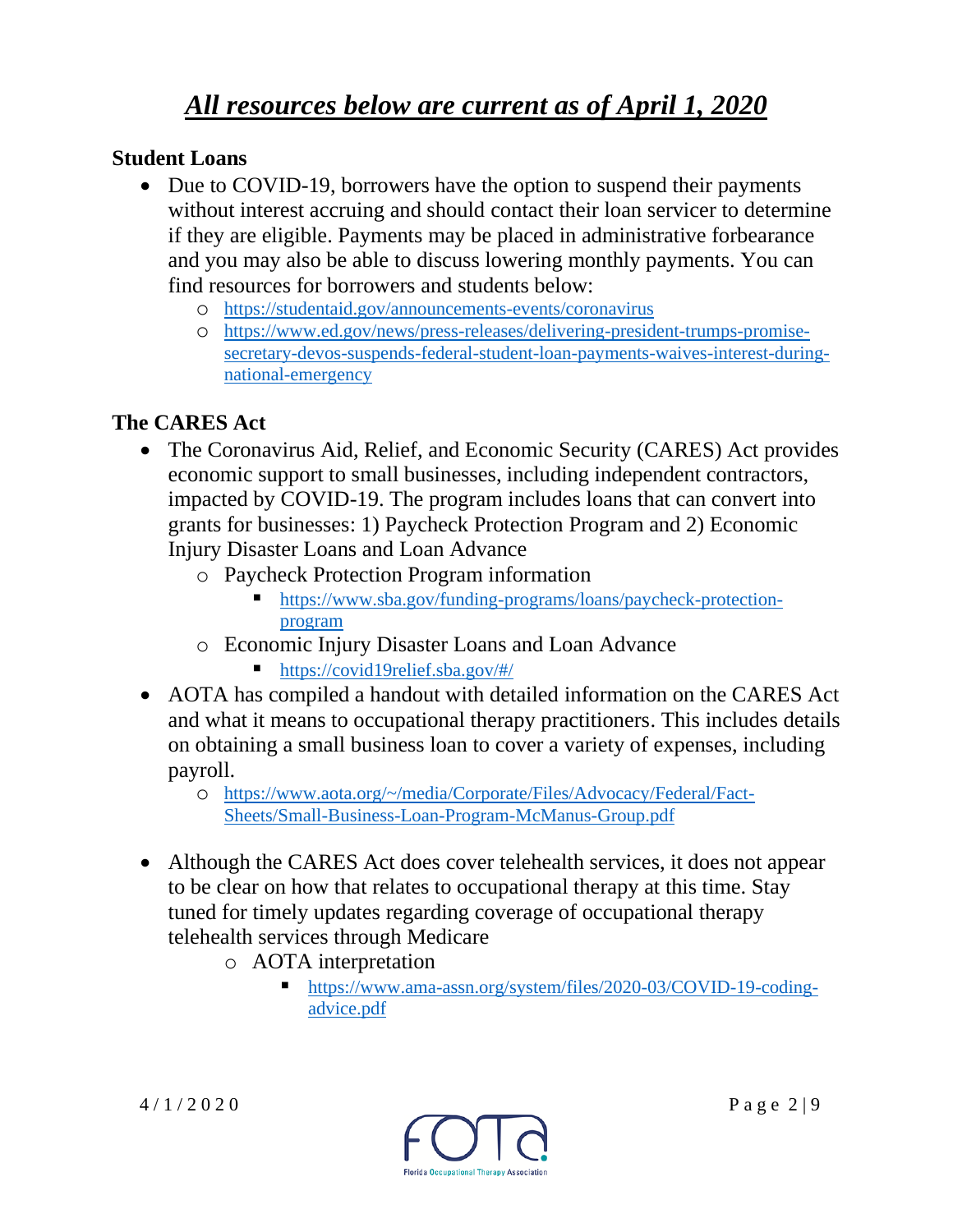# ***All resources below are current as of April 1, 2020***

### Student Loans

- Due to COVID-19, borrowers have the option to suspend their payments without interest accruing and should contact their loan servicer to determine if they are eligible. Payments may be placed in administrative forbearance and you may also be able to discuss lowering monthly payments. You can find resources for borrowers and students below:
  - https://studentaid.gov/announcements-events/coronavirus
  - https://www.ed.gov/news/press-releases/delivering-president-trumps-promise-secretary-devos-suspends-federal-student-loan-payments-waives-interest-during-national-emergency

### The CARES Act

- The Coronavirus Aid, Relief, and Economic Security (CARES) Act provides economic support to small businesses, including independent contractors, impacted by COVID-19. The program includes loans that can convert into grants for businesses: 1) Paycheck Protection Program and 2) Economic Injury Disaster Loans and Loan Advance
  - Paycheck Protection Program information
    - https://www.sba.gov/funding-programs/loans/paycheck-protection-program
  - Economic Injury Disaster Loans and Loan Advance
    - https://covid19relief.sba.gov/#/
- AOTA has compiled a handout with detailed information on the CARES Act and what it means to occupational therapy practitioners. This includes details on obtaining a small business loan to cover a variety of expenses, including payroll.
  - https://www.aota.org/~/media/Corporate/Files/Advocacy/Federal/Fact-Sheets/Small-Business-Loan-Program-McManus-Group.pdf

- Although the CARES Act does cover telehealth services, it does not appear to be clear on how that relates to occupational therapy at this time. Stay tuned for timely updates regarding coverage of occupational therapy telehealth services through Medicare
  - AOTA interpretation
    - https://www.ama-assn.org/system/files/2020-03/COVID-19-coding-advice.pdf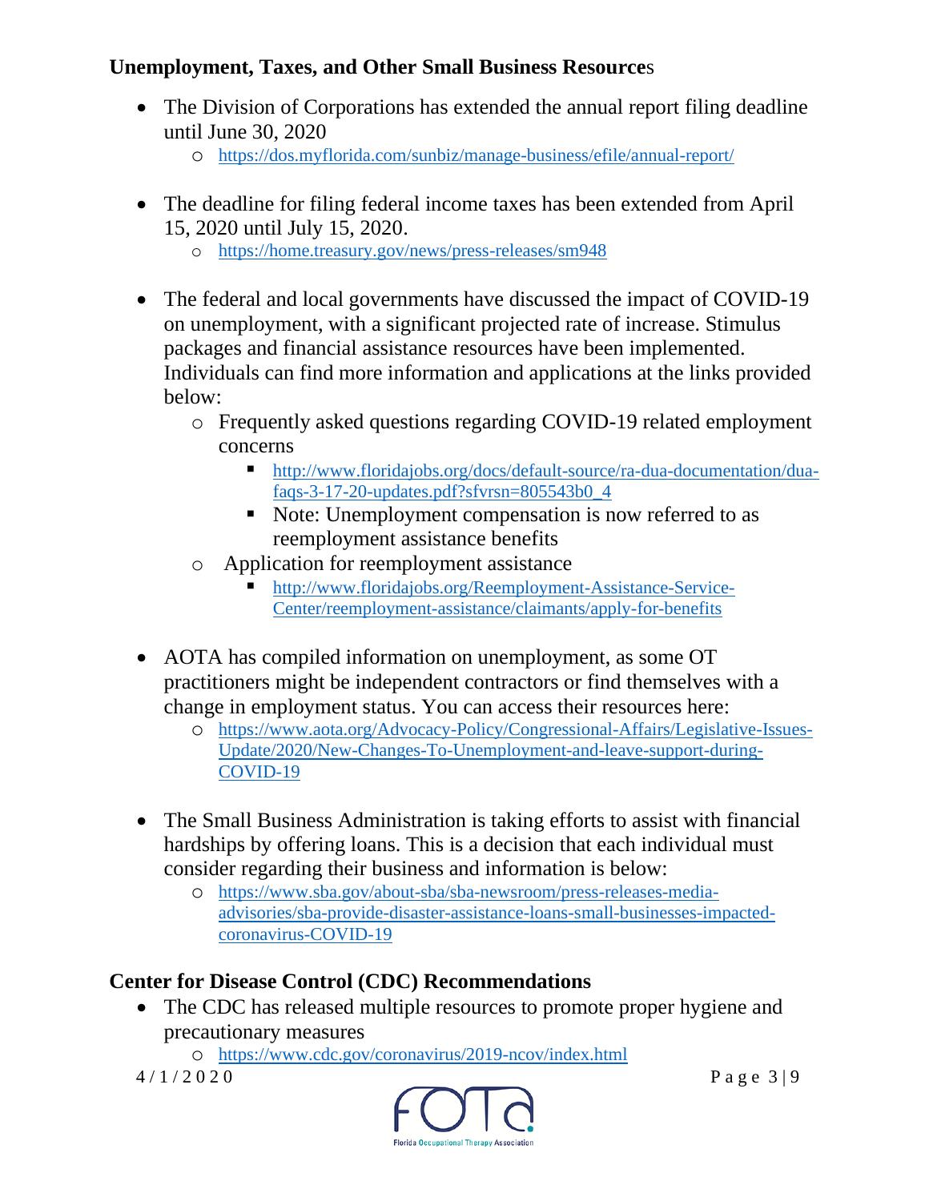## Unemployment, Taxes, and Other Small Business Resources

- The Division of Corporations has extended the annual report filing deadline until June 30, 2020
  - https://dos.myflorida.com/sunbiz/manage-business/efile/annual-report/
- The deadline for filing federal income taxes has been extended from April 15, 2020 until July 15, 2020.
  - https://home.treasury.gov/news/press-releases/sm948
- The federal and local governments have discussed the impact of COVID-19 on unemployment, with a significant projected rate of increase. Stimulus packages and financial assistance resources have been implemented. Individuals can find more information and applications at the links provided below:
  - Frequently asked questions regarding COVID-19 related employment concerns
    - http://www.floridajobs.org/docs/default-source/ra-dua-documentation/dua-faqs-3-17-20-updates.pdf?sfvrsn=805543b0_4
    - Note: Unemployment compensation is now referred to as reemployment assistance benefits
  - Application for reemployment assistance
    - http://www.floridajobs.org/Reemployment-Assistance-Service-Center/reemployment-assistance/claimants/apply-for-benefits
- AOTA has compiled information on unemployment, as some OT practitioners might be independent contractors or find themselves with a change in employment status. You can access their resources here:
  - https://www.aota.org/Advocacy-Policy/Congressional-Affairs/Legislative-Issues-Update/2020/New-Changes-To-Unemployment-and-leave-support-during-COVID-19
- The Small Business Administration is taking efforts to assist with financial hardships by offering loans. This is a decision that each individual must consider regarding their business and information is below:
  - https://www.sba.gov/about-sba/sba-newsroom/press-releases-media-advisories/sba-provide-disaster-assistance-loans-small-businesses-impacted-coronavirus-COVID-19

## Center for Disease Control (CDC) Recommendations

- The CDC has released multiple resources to promote proper hygiene and precautionary measures
  - https://www.cdc.gov/coronavirus/2019-ncov/index.html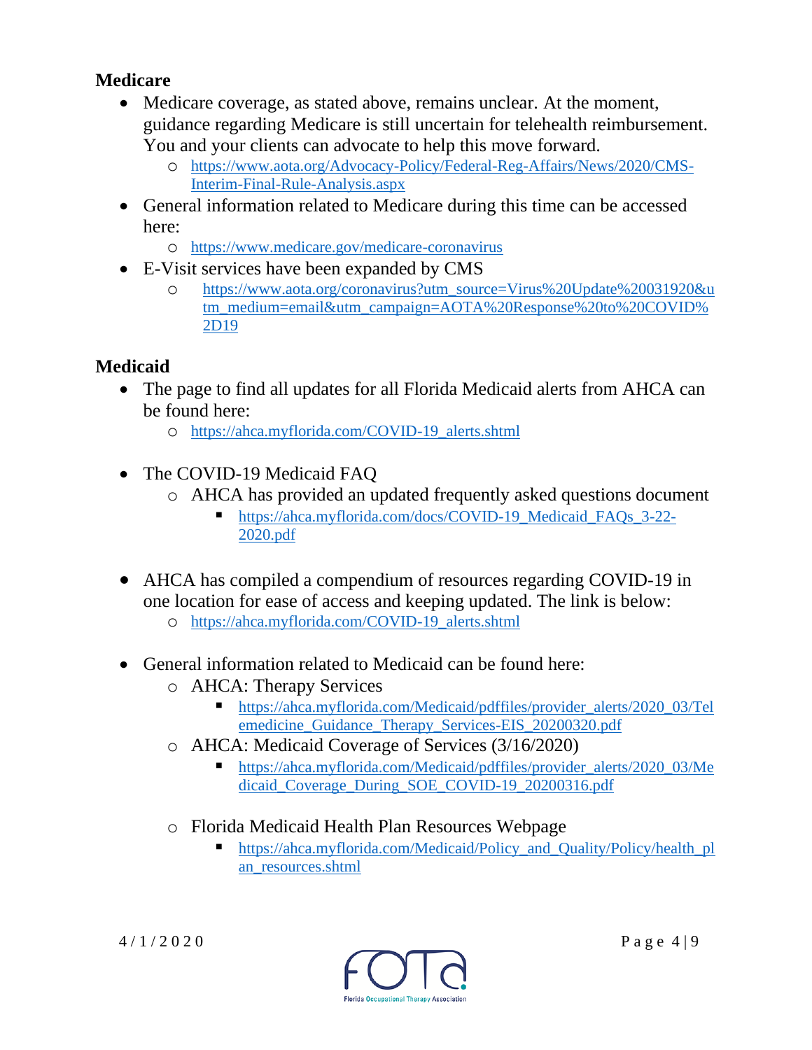## Medicare

- Medicare coverage, as stated above, remains unclear. At the moment, guidance regarding Medicare is still uncertain for telehealth reimbursement. You and your clients can advocate to help this move forward.
  - https://www.aota.org/Advocacy-Policy/Federal-Reg-Affairs/News/2020/CMS-Interim-Final-Rule-Analysis.aspx
- General information related to Medicare during this time can be accessed here:
  - https://www.medicare.gov/medicare-coronavirus
- E-Visit services have been expanded by CMS
  - https://www.aota.org/coronavirus?utm_source=Virus%20Update%20031920&utm_medium=email&utm_campaign=AOTA%20Response%20to%20COVID%2D19

## Medicaid

- The page to find all updates for all Florida Medicaid alerts from AHCA can be found here:
  - https://ahca.myflorida.com/COVID-19_alerts.shtml

- The COVID-19 Medicaid FAQ
  - AHCA has provided an updated frequently asked questions document
    - https://ahca.myflorida.com/docs/COVID-19_Medicaid_FAQs_3-22-2020.pdf

- AHCA has compiled a compendium of resources regarding COVID-19 in one location for ease of access and keeping updated. The link is below:
  - https://ahca.myflorida.com/COVID-19_alerts.shtml

- General information related to Medicaid can be found here:
  - AHCA: Therapy Services
    - https://ahca.myflorida.com/Medicaid/pdffiles/provider_alerts/2020_03/Telemedicine_Guidance_Therapy_Services-EIS_20200320.pdf
  - AHCA: Medicaid Coverage of Services (3/16/2020)
    - https://ahca.myflorida.com/Medicaid/pdffiles/provider_alerts/2020_03/Medicaid_Coverage_During_SOE_COVID-19_20200316.pdf
  - Florida Medicaid Health Plan Resources Webpage
    - https://ahca.myflorida.com/Medicaid/Policy_and_Quality/Policy/health_plan_resources.shtml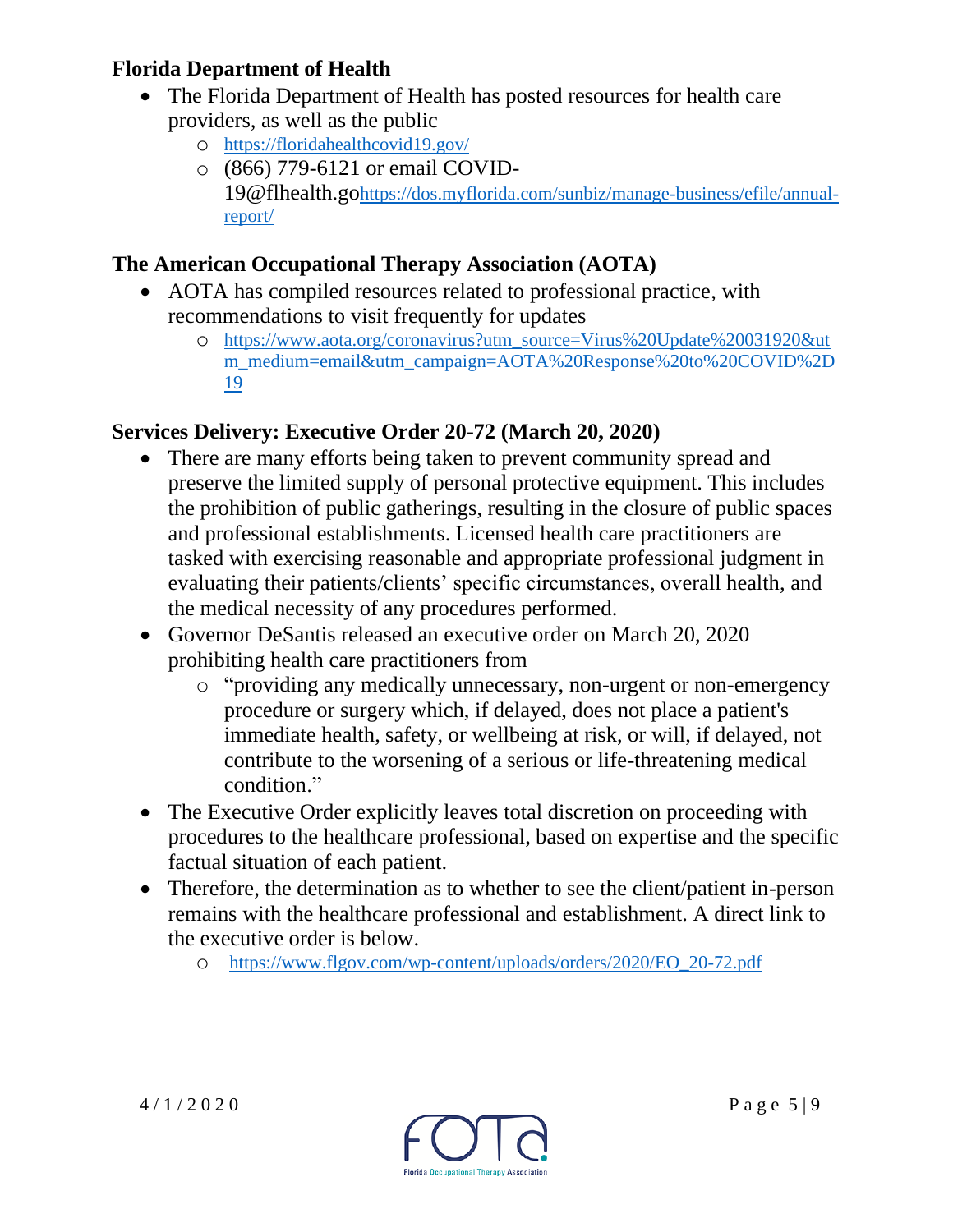### Florida Department of Health

- The Florida Department of Health has posted resources for health care providers, as well as the public
  - https://floridahealthcovid19.gov/
  - (866) 779-6121 or email COVID-19@flhealth.gohttps://dos.myflorida.com/sunbiz/manage-business/efile/annual-report/

### The American Occupational Therapy Association (AOTA)

- AOTA has compiled resources related to professional practice, with recommendations to visit frequently for updates
  - https://www.aota.org/coronavirus?utm_source=Virus%20Update%20031920&utm_medium=email&utm_campaign=AOTA%20Response%20to%20COVID%2D19

### Services Delivery: Executive Order 20-72 (March 20, 2020)

- There are many efforts being taken to prevent community spread and preserve the limited supply of personal protective equipment. This includes the prohibition of public gatherings, resulting in the closure of public spaces and professional establishments. Licensed health care practitioners are tasked with exercising reasonable and appropriate professional judgment in evaluating their patients/clients' specific circumstances, overall health, and the medical necessity of any procedures performed.
- Governor DeSantis released an executive order on March 20, 2020 prohibiting health care practitioners from
  - "providing any medically unnecessary, non-urgent or non-emergency procedure or surgery which, if delayed, does not place a patient's immediate health, safety, or wellbeing at risk, or will, if delayed, not contribute to the worsening of a serious or life-threatening medical condition."
- The Executive Order explicitly leaves total discretion on proceeding with procedures to the healthcare professional, based on expertise and the specific factual situation of each patient.
- Therefore, the determination as to whether to see the client/patient in-person remains with the healthcare professional and establishment. A direct link to the executive order is below.
  - https://www.flgov.com/wp-content/uploads/orders/2020/EO_20-72.pdf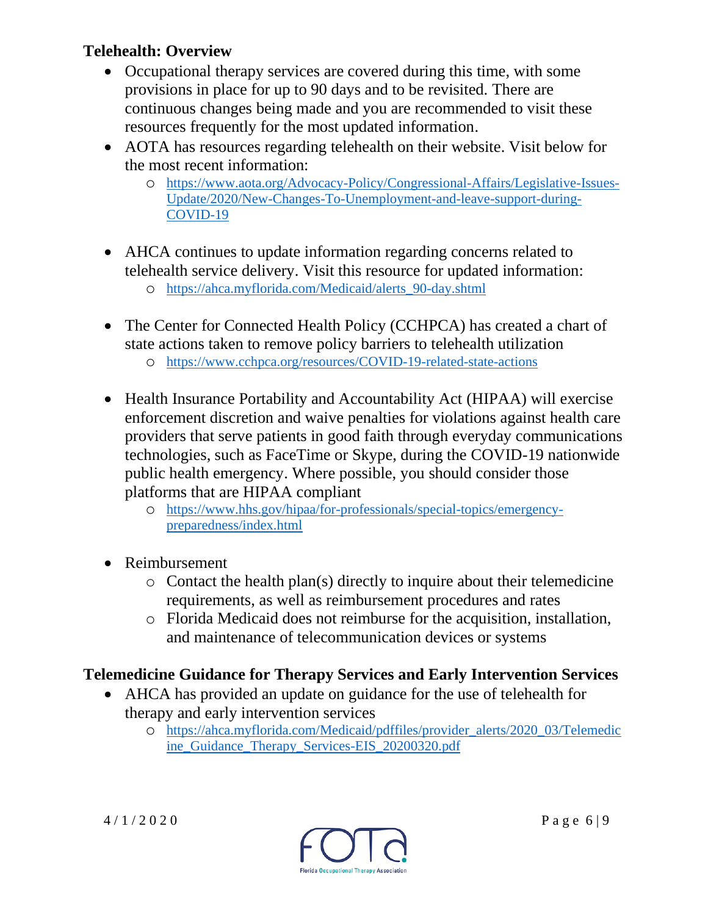### Telehealth: Overview

- Occupational therapy services are covered during this time, with some provisions in place for up to 90 days and to be revisited. There are continuous changes being made and you are recommended to visit these resources frequently for the most updated information.
- AOTA has resources regarding telehealth on their website. Visit below for the most recent information:
  - https://www.aota.org/Advocacy-Policy/Congressional-Affairs/Legislative-Issues-Update/2020/New-Changes-To-Unemployment-and-leave-support-during-COVID-19

- AHCA continues to update information regarding concerns related to telehealth service delivery. Visit this resource for updated information:
  - https://ahca.myflorida.com/Medicaid/alerts_90-day.shtml

- The Center for Connected Health Policy (CCHPCA) has created a chart of state actions taken to remove policy barriers to telehealth utilization
  - https://www.cchpca.org/resources/COVID-19-related-state-actions

- Health Insurance Portability and Accountability Act (HIPAA) will exercise enforcement discretion and waive penalties for violations against health care providers that serve patients in good faith through everyday communications technologies, such as FaceTime or Skype, during the COVID-19 nationwide public health emergency. Where possible, you should consider those platforms that are HIPAA compliant
  - https://www.hhs.gov/hipaa/for-professionals/special-topics/emergency-preparedness/index.html

- Reimbursement
  - Contact the health plan(s) directly to inquire about their telemedicine requirements, as well as reimbursement procedures and rates
  - Florida Medicaid does not reimburse for the acquisition, installation, and maintenance of telecommunication devices or systems

### Telemedicine Guidance for Therapy Services and Early Intervention Services

- AHCA has provided an update on guidance for the use of telehealth for therapy and early intervention services
  - https://ahca.myflorida.com/Medicaid/pdffiles/provider_alerts/2020_03/Telemedicine_Guidance_Therapy_Services-EIS_20200320.pdf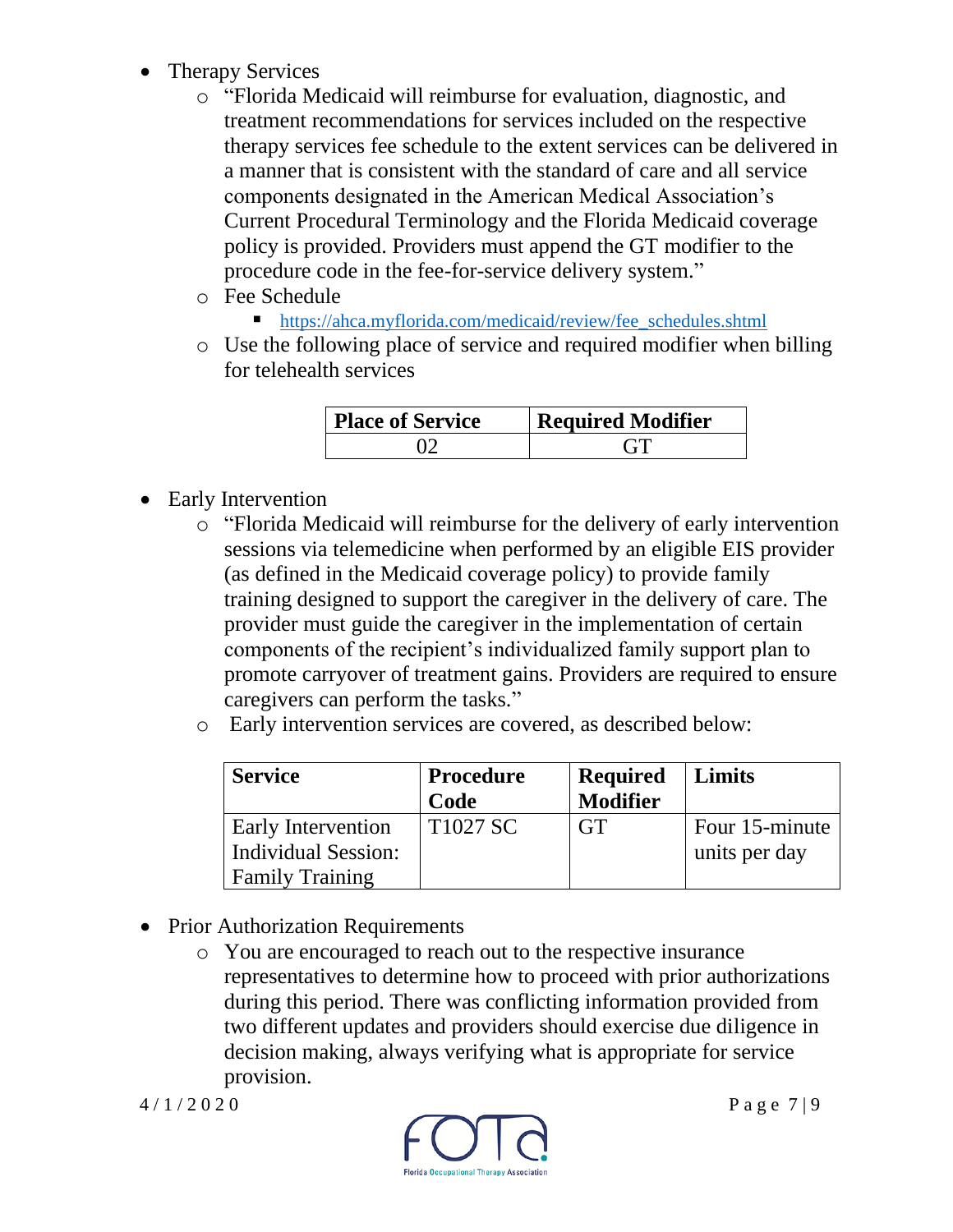- Therapy Services
  - "Florida Medicaid will reimburse for evaluation, diagnostic, and treatment recommendations for services included on the respective therapy services fee schedule to the extent services can be delivered in a manner that is consistent with the standard of care and all service components designated in the American Medical Association's Current Procedural Terminology and the Florida Medicaid coverage policy is provided. Providers must append the GT modifier to the procedure code in the fee-for-service delivery system."
  - Fee Schedule
    - https://ahca.myflorida.com/medicaid/review/fee_schedules.shtml
  - Use the following place of service and required modifier when billing for telehealth services

| Place of Service | Required Modifier |
|---|---|
| 02 | GT |

- Early Intervention
  - "Florida Medicaid will reimburse for the delivery of early intervention sessions via telemedicine when performed by an eligible EIS provider (as defined in the Medicaid coverage policy) to provide family training designed to support the caregiver in the delivery of care. The provider must guide the caregiver in the implementation of certain components of the recipient's individualized family support plan to promote carryover of treatment gains. Providers are required to ensure caregivers can perform the tasks."
  - Early intervention services are covered, as described below:

| Service | Procedure Code | Required Modifier | Limits |
|---|---|---|---|
| Early Intervention Individual Session: Family Training | T1027 SC | GT | Four 15-minute units per day |

- Prior Authorization Requirements
  - You are encouraged to reach out to the respective insurance representatives to determine how to proceed with prior authorizations during this period. There was conflicting information provided from two different updates and providers should exercise due diligence in decision making, always verifying what is appropriate for service provision.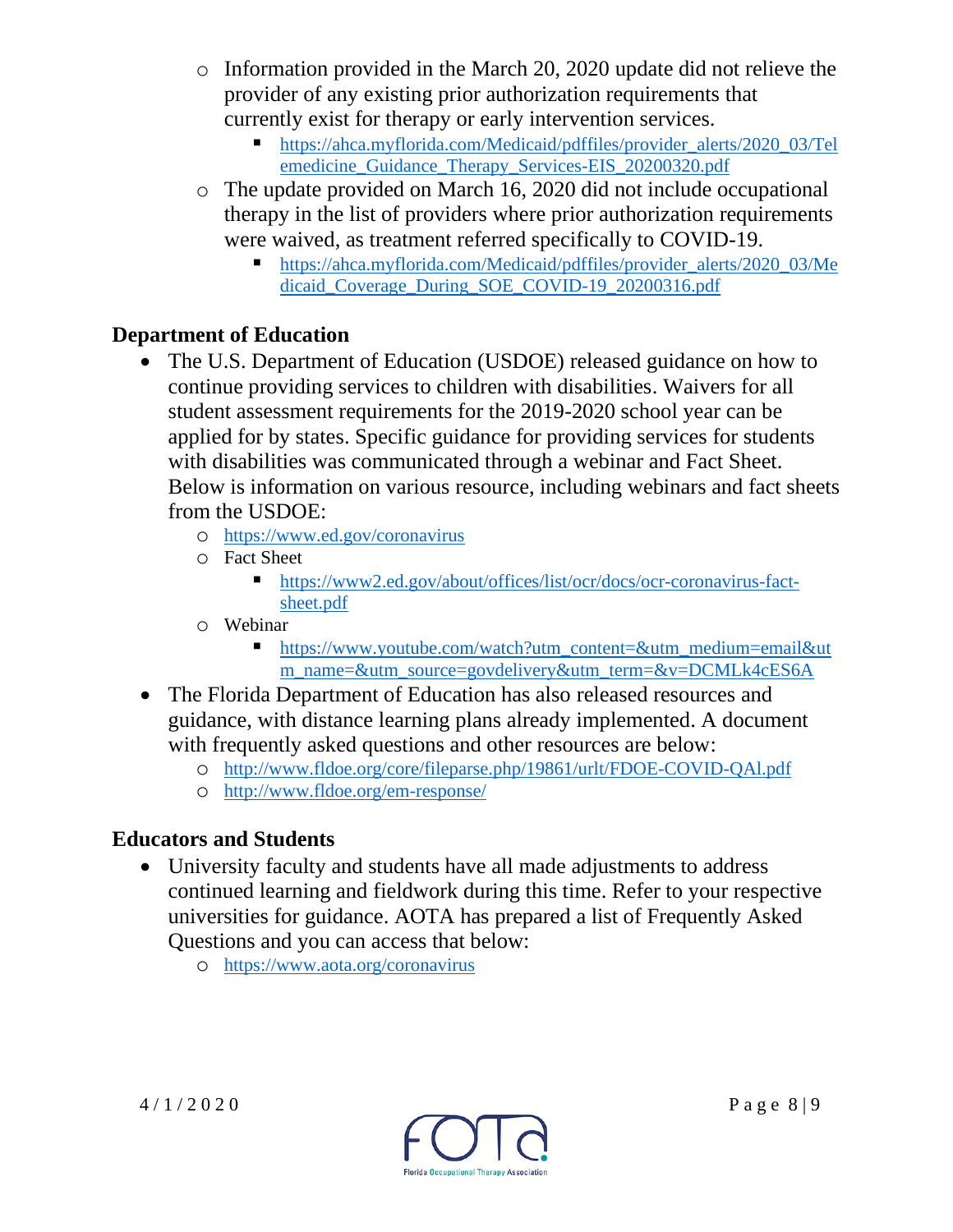- Information provided in the March 20, 2020 update did not relieve the provider of any existing prior authorization requirements that currently exist for therapy or early intervention services.
    - https://ahca.myflorida.com/Medicaid/pdffiles/provider_alerts/2020_03/Telemedicine_Guidance_Therapy_Services-EIS_20200320.pdf
  - The update provided on March 16, 2020 did not include occupational therapy in the list of providers where prior authorization requirements were waived, as treatment referred specifically to COVID-19.
    - https://ahca.myflorida.com/Medicaid/pdffiles/provider_alerts/2020_03/Medicaid_Coverage_During_SOE_COVID-19_20200316.pdf

## Department of Education

- The U.S. Department of Education (USDOE) released guidance on how to continue providing services to children with disabilities. Waivers for all student assessment requirements for the 2019-2020 school year can be applied for by states. Specific guidance for providing services for students with disabilities was communicated through a webinar and Fact Sheet. Below is information on various resource, including webinars and fact sheets from the USDOE:
  - https://www.ed.gov/coronavirus
  - Fact Sheet
    - https://www2.ed.gov/about/offices/list/ocr/docs/ocr-coronavirus-fact-sheet.pdf
  - Webinar
    - https://www.youtube.com/watch?utm_content=&utm_medium=email&utm_name=&utm_source=govdelivery&utm_term=&v=DCMLk4cES6A
- The Florida Department of Education has also released resources and guidance, with distance learning plans already implemented. A document with frequently asked questions and other resources are below:
  - http://www.fldoe.org/core/fileparse.php/19861/urlt/FDOE-COVID-QAl.pdf
  - http://www.fldoe.org/em-response/

## Educators and Students

- University faculty and students have all made adjustments to address continued learning and fieldwork during this time. Refer to your respective universities for guidance. AOTA has prepared a list of Frequently Asked Questions and you can access that below:
  - https://www.aota.org/coronavirus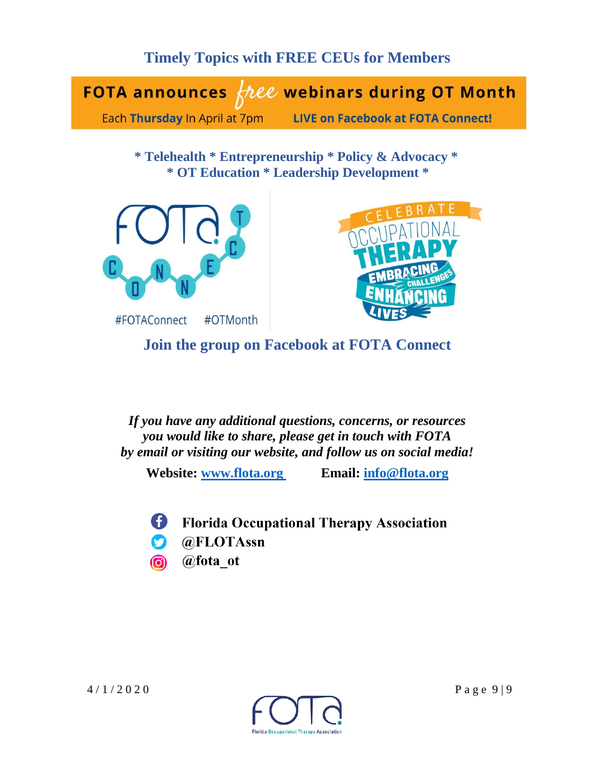## Timely Topics with FREE CEUs for Members

**FOTA announces *free* webinars during OT Month**

Each **Thursday** In April at 7pm **LIVE on Facebook at FOTA Connect!**

**\* Telehealth \* Entrepreneurship \* Policy & Advocacy \***
**\* OT Education \* Leadership Development \***

FOTA CONNECT

#FOTAConnect #OTMonth

CELEBRATE OCCUPATIONAL THERAPY
EMBRACING CHALLENGES
ENHANCING LIVES

**Join the group on Facebook at FOTA Connect**

***If you have any additional questions, concerns, or resources you would like to share, please get in touch with FOTA by email or visiting our website, and follow us on social media!***

**Website:** [www.flota.org](http://www.flota.org) **Email:** [info@flota.org](mailto:info@flota.org)

**Florida Occupational Therapy Association**
**@FLOTAssn**
**@fota_ot**

4/1/2020